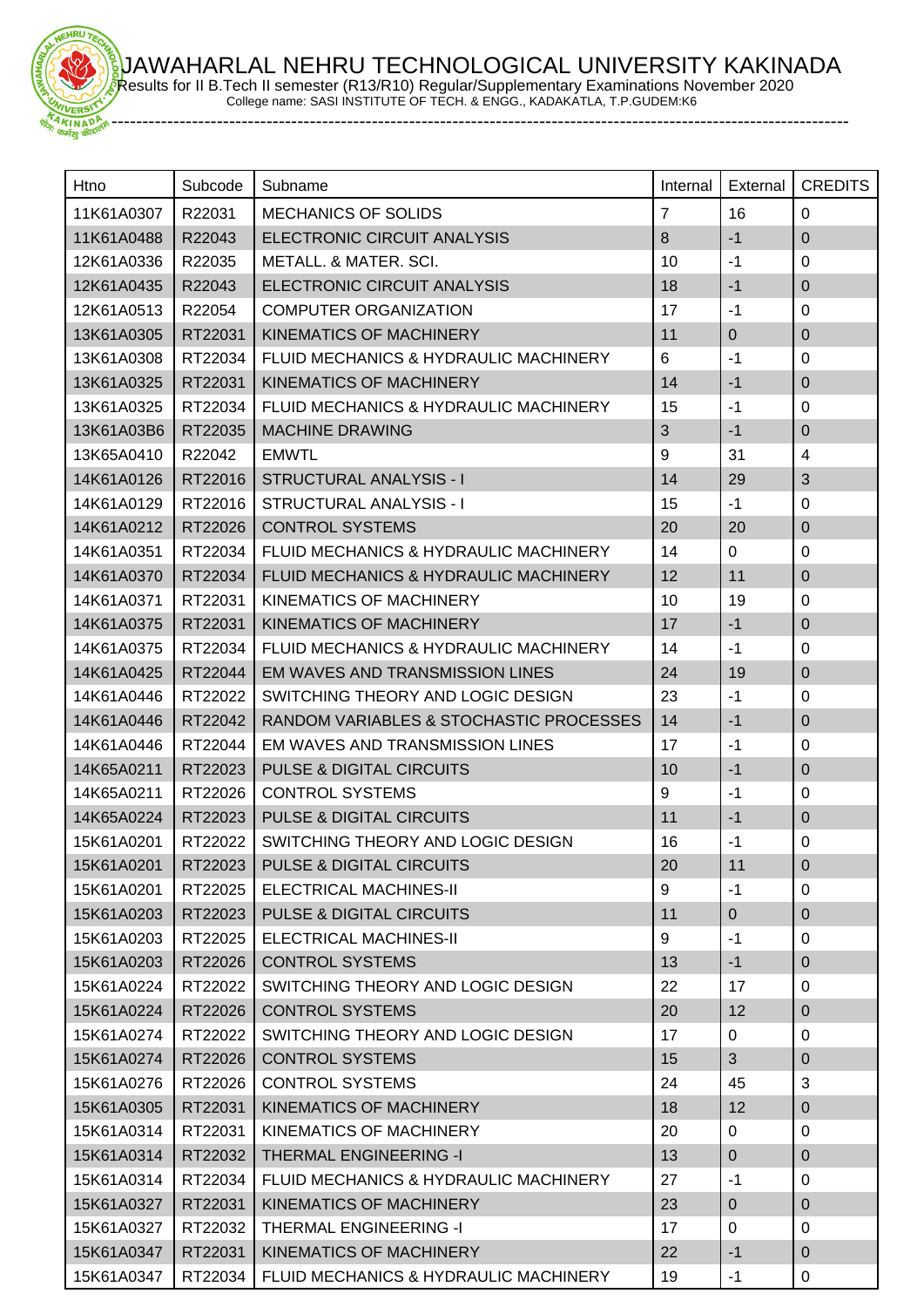# JAWAHARLAL NEHRU TECHNOLOGICAL UNIVERSITY KAKINADA

Results for II B.Tech II semester (R13/R10) Regular/Supplementary Examinations November 2020

College name: SASI INSTITUTE OF TECH. & ENGG., KADAKATLA, T.P.GUDEM:K6

| Htno | Subcode | Subname | Internal | External | CREDITS |
|---|---|---|---|---|---|
| 11K61A0307 | R22031 | MECHANICS OF SOLIDS | 7 | 16 | 0 |
| 11K61A0488 | R22043 | ELECTRONIC CIRCUIT ANALYSIS | 8 | -1 | 0 |
| 12K61A0336 | R22035 | METALL. & MATER. SCI. | 10 | -1 | 0 |
| 12K61A0435 | R22043 | ELECTRONIC CIRCUIT ANALYSIS | 18 | -1 | 0 |
| 12K61A0513 | R22054 | COMPUTER ORGANIZATION | 17 | -1 | 0 |
| 13K61A0305 | RT22031 | KINEMATICS OF MACHINERY | 11 | 0 | 0 |
| 13K61A0308 | RT22034 | FLUID MECHANICS & HYDRAULIC MACHINERY | 6 | -1 | 0 |
| 13K61A0325 | RT22031 | KINEMATICS OF MACHINERY | 14 | -1 | 0 |
| 13K61A0325 | RT22034 | FLUID MECHANICS & HYDRAULIC MACHINERY | 15 | -1 | 0 |
| 13K61A03B6 | RT22035 | MACHINE DRAWING | 3 | -1 | 0 |
| 13K65A0410 | R22042 | EMWTL | 9 | 31 | 4 |
| 14K61A0126 | RT22016 | STRUCTURAL ANALYSIS - I | 14 | 29 | 3 |
| 14K61A0129 | RT22016 | STRUCTURAL ANALYSIS - I | 15 | -1 | 0 |
| 14K61A0212 | RT22026 | CONTROL SYSTEMS | 20 | 20 | 0 |
| 14K61A0351 | RT22034 | FLUID MECHANICS & HYDRAULIC MACHINERY | 14 | 0 | 0 |
| 14K61A0370 | RT22034 | FLUID MECHANICS & HYDRAULIC MACHINERY | 12 | 11 | 0 |
| 14K61A0371 | RT22031 | KINEMATICS OF MACHINERY | 10 | 19 | 0 |
| 14K61A0375 | RT22031 | KINEMATICS OF MACHINERY | 17 | -1 | 0 |
| 14K61A0375 | RT22034 | FLUID MECHANICS & HYDRAULIC MACHINERY | 14 | -1 | 0 |
| 14K61A0425 | RT22044 | EM WAVES AND TRANSMISSION LINES | 24 | 19 | 0 |
| 14K61A0446 | RT22022 | SWITCHING THEORY AND LOGIC DESIGN | 23 | -1 | 0 |
| 14K61A0446 | RT22042 | RANDOM VARIABLES & STOCHASTIC PROCESSES | 14 | -1 | 0 |
| 14K61A0446 | RT22044 | EM WAVES AND TRANSMISSION LINES | 17 | -1 | 0 |
| 14K65A0211 | RT22023 | PULSE & DIGITAL CIRCUITS | 10 | -1 | 0 |
| 14K65A0211 | RT22026 | CONTROL SYSTEMS | 9 | -1 | 0 |
| 14K65A0224 | RT22023 | PULSE & DIGITAL CIRCUITS | 11 | -1 | 0 |
| 15K61A0201 | RT22022 | SWITCHING THEORY AND LOGIC DESIGN | 16 | -1 | 0 |
| 15K61A0201 | RT22023 | PULSE & DIGITAL CIRCUITS | 20 | 11 | 0 |
| 15K61A0201 | RT22025 | ELECTRICAL MACHINES-II | 9 | -1 | 0 |
| 15K61A0203 | RT22023 | PULSE & DIGITAL CIRCUITS | 11 | 0 | 0 |
| 15K61A0203 | RT22025 | ELECTRICAL MACHINES-II | 9 | -1 | 0 |
| 15K61A0203 | RT22026 | CONTROL SYSTEMS | 13 | -1 | 0 |
| 15K61A0224 | RT22022 | SWITCHING THEORY AND LOGIC DESIGN | 22 | 17 | 0 |
| 15K61A0224 | RT22026 | CONTROL SYSTEMS | 20 | 12 | 0 |
| 15K61A0274 | RT22022 | SWITCHING THEORY AND LOGIC DESIGN | 17 | 0 | 0 |
| 15K61A0274 | RT22026 | CONTROL SYSTEMS | 15 | 3 | 0 |
| 15K61A0276 | RT22026 | CONTROL SYSTEMS | 24 | 45 | 3 |
| 15K61A0305 | RT22031 | KINEMATICS OF MACHINERY | 18 | 12 | 0 |
| 15K61A0314 | RT22031 | KINEMATICS OF MACHINERY | 20 | 0 | 0 |
| 15K61A0314 | RT22032 | THERMAL ENGINEERING -I | 13 | 0 | 0 |
| 15K61A0314 | RT22034 | FLUID MECHANICS & HYDRAULIC MACHINERY | 27 | -1 | 0 |
| 15K61A0327 | RT22031 | KINEMATICS OF MACHINERY | 23 | 0 | 0 |
| 15K61A0327 | RT22032 | THERMAL ENGINEERING -I | 17 | 0 | 0 |
| 15K61A0347 | RT22031 | KINEMATICS OF MACHINERY | 22 | -1 | 0 |
| 15K61A0347 | RT22034 | FLUID MECHANICS & HYDRAULIC MACHINERY | 19 | -1 | 0 |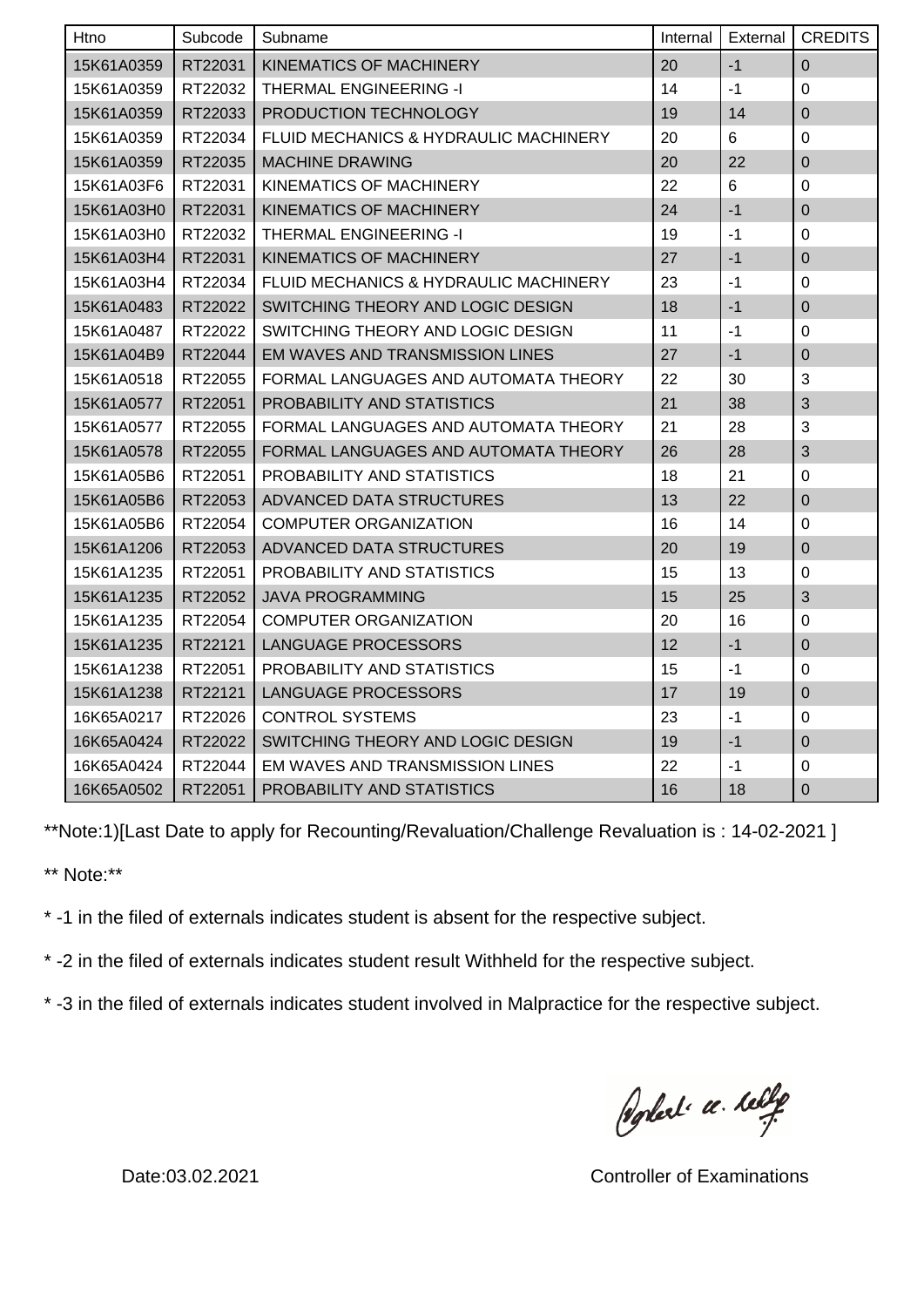| Htno | Subcode | Subname | Internal | External | CREDITS |
|---|---|---|---|---|---|
| 15K61A0359 | RT22031 | KINEMATICS OF MACHINERY | 20 | -1 | 0 |
| 15K61A0359 | RT22032 | THERMAL ENGINEERING -I | 14 | -1 | 0 |
| 15K61A0359 | RT22033 | PRODUCTION TECHNOLOGY | 19 | 14 | 0 |
| 15K61A0359 | RT22034 | FLUID MECHANICS & HYDRAULIC MACHINERY | 20 | 6 | 0 |
| 15K61A0359 | RT22035 | MACHINE DRAWING | 20 | 22 | 0 |
| 15K61A03F6 | RT22031 | KINEMATICS OF MACHINERY | 22 | 6 | 0 |
| 15K61A03H0 | RT22031 | KINEMATICS OF MACHINERY | 24 | -1 | 0 |
| 15K61A03H0 | RT22032 | THERMAL ENGINEERING -I | 19 | -1 | 0 |
| 15K61A03H4 | RT22031 | KINEMATICS OF MACHINERY | 27 | -1 | 0 |
| 15K61A03H4 | RT22034 | FLUID MECHANICS & HYDRAULIC MACHINERY | 23 | -1 | 0 |
| 15K61A0483 | RT22022 | SWITCHING THEORY AND LOGIC DESIGN | 18 | -1 | 0 |
| 15K61A0487 | RT22022 | SWITCHING THEORY AND LOGIC DESIGN | 11 | -1 | 0 |
| 15K61A04B9 | RT22044 | EM WAVES AND TRANSMISSION LINES | 27 | -1 | 0 |
| 15K61A0518 | RT22055 | FORMAL LANGUAGES AND AUTOMATA THEORY | 22 | 30 | 3 |
| 15K61A0577 | RT22051 | PROBABILITY AND STATISTICS | 21 | 38 | 3 |
| 15K61A0577 | RT22055 | FORMAL LANGUAGES AND AUTOMATA THEORY | 21 | 28 | 3 |
| 15K61A0578 | RT22055 | FORMAL LANGUAGES AND AUTOMATA THEORY | 26 | 28 | 3 |
| 15K61A05B6 | RT22051 | PROBABILITY AND STATISTICS | 18 | 21 | 0 |
| 15K61A05B6 | RT22053 | ADVANCED DATA STRUCTURES | 13 | 22 | 0 |
| 15K61A05B6 | RT22054 | COMPUTER ORGANIZATION | 16 | 14 | 0 |
| 15K61A1206 | RT22053 | ADVANCED DATA STRUCTURES | 20 | 19 | 0 |
| 15K61A1235 | RT22051 | PROBABILITY AND STATISTICS | 15 | 13 | 0 |
| 15K61A1235 | RT22052 | JAVA PROGRAMMING | 15 | 25 | 3 |
| 15K61A1235 | RT22054 | COMPUTER ORGANIZATION | 20 | 16 | 0 |
| 15K61A1235 | RT22121 | LANGUAGE PROCESSORS | 12 | -1 | 0 |
| 15K61A1238 | RT22051 | PROBABILITY AND STATISTICS | 15 | -1 | 0 |
| 15K61A1238 | RT22121 | LANGUAGE PROCESSORS | 17 | 19 | 0 |
| 16K65A0217 | RT22026 | CONTROL SYSTEMS | 23 | -1 | 0 |
| 16K65A0424 | RT22022 | SWITCHING THEORY AND LOGIC DESIGN | 19 | -1 | 0 |
| 16K65A0424 | RT22044 | EM WAVES AND TRANSMISSION LINES | 22 | -1 | 0 |
| 16K65A0502 | RT22051 | PROBABILITY AND STATISTICS | 16 | 18 | 0 |

**Note:1)[Last Date to apply for Recounting/Revaluation/Challenge Revaluation is : 14-02-2021 ]

** Note:**

* -1 in the filed of externals indicates student is absent for the respective subject.

* -2 in the filed of externals indicates student result Withheld for the respective subject.

* -3 in the filed of externals indicates student involved in Malpractice for the respective subject.

Date:03.02.2021

Controller of Examinations